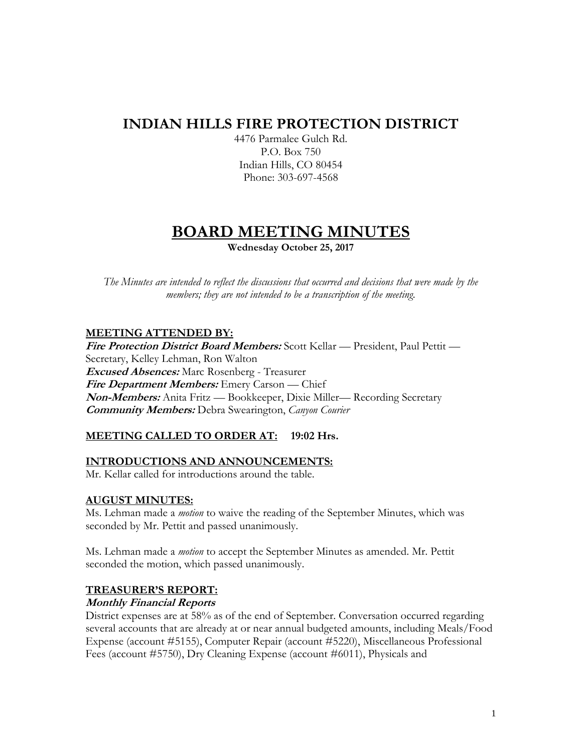# INDIAN HILLS FIRE PROTECTION DISTRICT

4476 Parmalee Gulch Rd.
P.O. Box 750
Indian Hills, CO 80454
Phone: 303-697-4568

# BOARD MEETING MINUTES

**Wednesday October 25, 2017**

*The Minutes are intended to reflect the discussions that occurred and decisions that were made by the members; they are not intended to be a transcription of the meeting.*

## MEETING ATTENDED BY:

***Fire Protection District Board Members:*** Scott Kellar — President, Paul Pettit — Secretary, Kelley Lehman, Ron Walton
***Excused Absences:*** Marc Rosenberg - Treasurer
***Fire Department Members:*** Emery Carson — Chief
***Non-Members:*** Anita Fritz — Bookkeeper, Dixie Miller— Recording Secretary
***Community Members:*** Debra Swearington, *Canyon Courier*

## MEETING CALLED TO ORDER AT: 19:02 Hrs.

## INTRODUCTIONS AND ANNOUNCEMENTS:

Mr. Kellar called for introductions around the table.

## AUGUST MINUTES:

Ms. Lehman made a *motion* to waive the reading of the September Minutes, which was seconded by Mr. Pettit and passed unanimously.

Ms. Lehman made a *motion* to accept the September Minutes as amended. Mr. Pettit seconded the motion, which passed unanimously.

## TREASURER'S REPORT:

### *Monthly Financial Reports*

District expenses are at 58% as of the end of September. Conversation occurred regarding several accounts that are already at or near annual budgeted amounts, including Meals/Food Expense (account #5155), Computer Repair (account #5220), Miscellaneous Professional Fees (account #5750), Dry Cleaning Expense (account #6011), Physicals and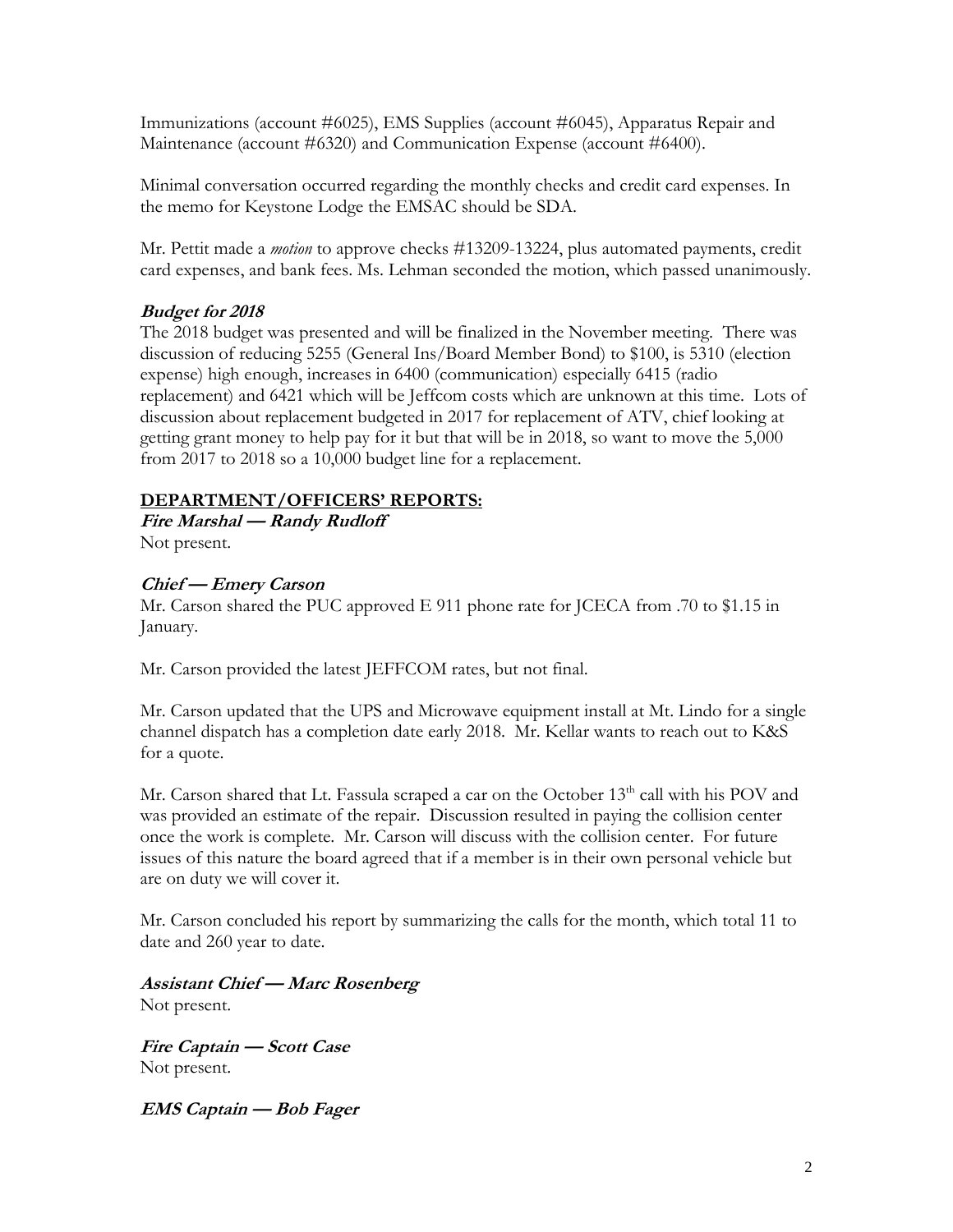Immunizations (account #6025), EMS Supplies (account #6045), Apparatus Repair and Maintenance (account #6320) and Communication Expense (account #6400).

Minimal conversation occurred regarding the monthly checks and credit card expenses. In the memo for Keystone Lodge the EMSAC should be SDA.

Mr. Pettit made a *motion* to approve checks #13209-13224, plus automated payments, credit card expenses, and bank fees. Ms. Lehman seconded the motion, which passed unanimously.

***Budget for 2018***

The 2018 budget was presented and will be finalized in the November meeting. There was discussion of reducing 5255 (General Ins/Board Member Bond) to $100, is 5310 (election expense) high enough, increases in 6400 (communication) especially 6415 (radio replacement) and 6421 which will be Jeffcom costs which are unknown at this time. Lots of discussion about replacement budgeted in 2017 for replacement of ATV, chief looking at getting grant money to help pay for it but that will be in 2018, so want to move the 5,000 from 2017 to 2018 so a 10,000 budget line for a replacement.

## DEPARTMENT/OFFICERS' REPORTS:

***Fire Marshal — Randy Rudloff***

Not present.

***Chief — Emery Carson***

Mr. Carson shared the PUC approved E 911 phone rate for JCECA from .70 to $1.15 in January.

Mr. Carson provided the latest JEFFCOM rates, but not final.

Mr. Carson updated that the UPS and Microwave equipment install at Mt. Lindo for a single channel dispatch has a completion date early 2018. Mr. Kellar wants to reach out to K&S for a quote.

Mr. Carson shared that Lt. Fassula scraped a car on the October 13th call with his POV and was provided an estimate of the repair. Discussion resulted in paying the collision center once the work is complete. Mr. Carson will discuss with the collision center. For future issues of this nature the board agreed that if a member is in their own personal vehicle but are on duty we will cover it.

Mr. Carson concluded his report by summarizing the calls for the month, which total 11 to date and 260 year to date.

***Assistant Chief — Marc Rosenberg***

Not present.

***Fire Captain — Scott Case***

Not present.

***EMS Captain — Bob Fager***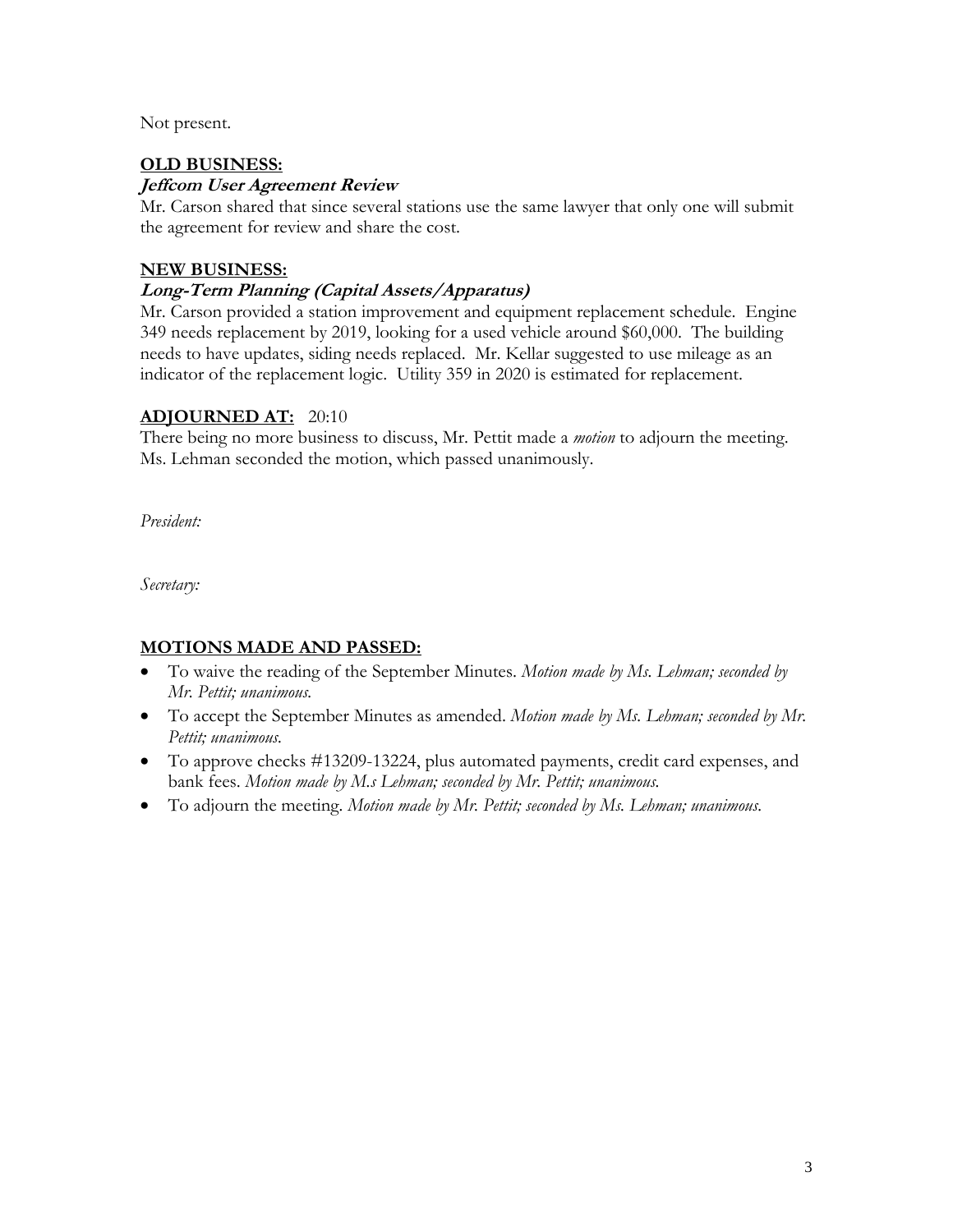Not present.

## OLD BUSINESS:

### *Jeffcom User Agreement Review*

Mr. Carson shared that since several stations use the same lawyer that only one will submit the agreement for review and share the cost.

## NEW BUSINESS:

### *Long-Term Planning (Capital Assets/Apparatus)*

Mr. Carson provided a station improvement and equipment replacement schedule. Engine 349 needs replacement by 2019, looking for a used vehicle around $60,000. The building needs to have updates, siding needs replaced. Mr. Kellar suggested to use mileage as an indicator of the replacement logic. Utility 359 in 2020 is estimated for replacement.

## ADJOURNED AT: 20:10

There being no more business to discuss, Mr. Pettit made a *motion* to adjourn the meeting. Ms. Lehman seconded the motion, which passed unanimously.

*President:*

*Secretary:*

## MOTIONS MADE AND PASSED:

- To waive the reading of the September Minutes. *Motion made by Ms. Lehman; seconded by Mr. Pettit; unanimous.*
- To accept the September Minutes as amended. *Motion made by Ms. Lehman; seconded by Mr. Pettit; unanimous.*
- To approve checks #13209-13224, plus automated payments, credit card expenses, and bank fees. *Motion made by M.s Lehman; seconded by Mr. Pettit; unanimous.*
- To adjourn the meeting. *Motion made by Mr. Pettit; seconded by Ms. Lehman; unanimous.*